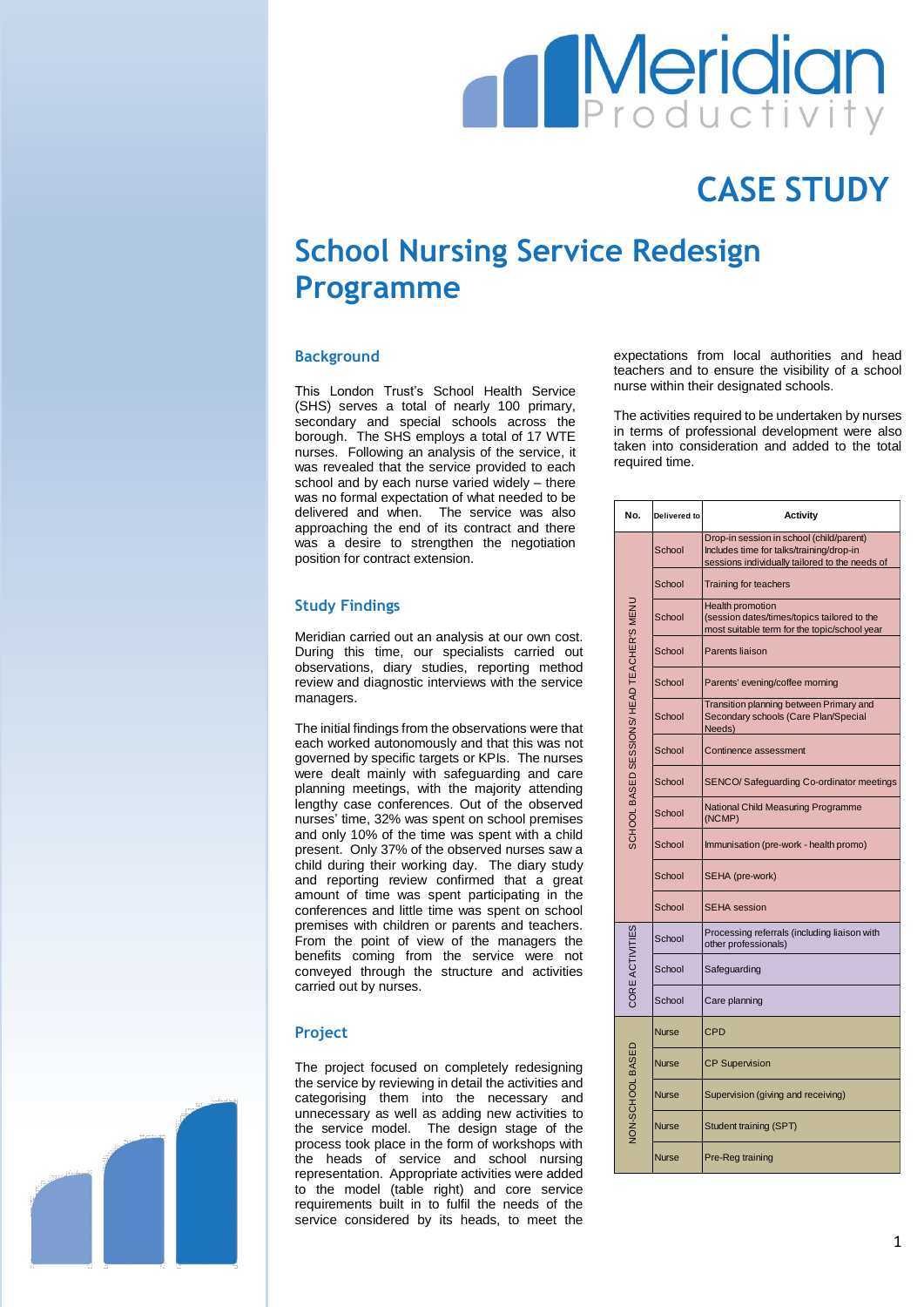# CASE STUDY

# School Nursing Service Redesign Programme

## Background

This London Trust's School Health Service (SHS) serves a total of nearly 100 primary, secondary and special schools across the borough. The SHS employs a total of 17 WTE nurses. Following an analysis of the service, it was revealed that the service provided to each school and by each nurse varied widely – there was no formal expectation of what needed to be delivered and when. The service was also approaching the end of its contract and there was a desire to strengthen the negotiation position for contract extension.

## Study Findings

Meridian carried out an analysis at our own cost. During this time, our specialists carried out observations, diary studies, reporting method review and diagnostic interviews with the service managers.

The initial findings from the observations were that each worked autonomously and that this was not governed by specific targets or KPIs. The nurses were dealt mainly with safeguarding and care planning meetings, with the majority attending lengthy case conferences. Out of the observed nurses' time, 32% was spent on school premises and only 10% of the time was spent with a child present. Only 37% of the observed nurses saw a child during their working day. The diary study and reporting review confirmed that a great amount of time was spent participating in the conferences and little time was spent on school premises with children or parents and teachers. From the point of view of the managers the benefits coming from the service were not conveyed through the structure and activities carried out by nurses.

## Project

The project focused on completely redesigning the service by reviewing in detail the activities and categorising them into the necessary and unnecessary as well as adding new activities to the service model. The design stage of the process took place in the form of workshops with the heads of service and school nursing representation. Appropriate activities were added to the model (table right) and core service requirements built in to fulfil the needs of the service considered by its heads, to meet the expectations from local authorities and head teachers and to ensure the visibility of a school nurse within their designated schools.

The activities required to be undertaken by nurses in terms of professional development were also taken into consideration and added to the total required time.

| No. | Delivered to | Activity |
|---|---|---|
| SCHOOL BASED SESSIONS/ HEAD TEACHER'S MENU | School | Drop-in session in school (child/parent) Includes time for talks/training/drop-in sessions individually tailored to the needs of |
| | School | Training for teachers |
| | School | Health promotion (session dates/times/topics tailored to the most suitable term for the topic/school year |
| | School | Parents liaison |
| | School | Parents' evening/coffee morning |
| | School | Transition planning between Primary and Secondary schools (Care Plan/Special Needs) |
| | School | Continence assessment |
| | School | SENCO/ Safeguarding Co-ordinator meetings |
| | School | National Child Measuring Programme (NCMP) |
| | School | Immunisation (pre-work - health promo) |
| | School | SEHA (pre-work) |
| | School | SEHA session |
| CORE ACTIVITIES | School | Processing referrals (including liaison with other professionals) |
| | School | Safeguarding |
| | School | Care planning |
| NON-SCHOOL BASED | Nurse | CPD |
| | Nurse | CP Supervision |
| | Nurse | Supervision (giving and receiving) |
| | Nurse | Student training (SPT) |
| | Nurse | Pre-Reg training |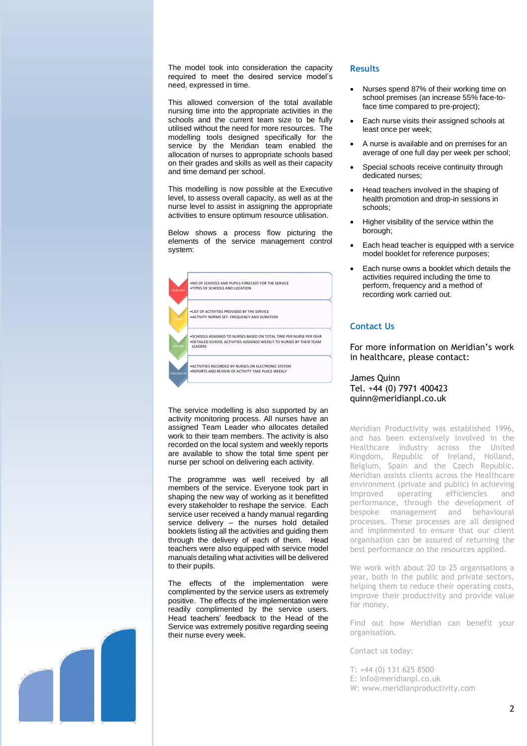The model took into consideration the capacity required to meet the desired service model's need, expressed in time.

This allowed conversion of the total available nursing time into the appropriate activities in the schools and the current team size to be fully utilised without the need for more resources. The modelling tools designed specifically for the service by the Meridian team enabled the allocation of nurses to appropriate schools based on their grades and skills as well as their capacity and time demand per school.

This modelling is now possible at the Executive level, to assess overall capacity, as well as at the nurse level to assist in assigning the appropriate activities to ensure optimum resource utilisation.

Below shows a process flow picturing the elements of the service management control system:

FORECAST
- NO OF SCHOOLS AND PUPILS FORECAST FOR THE SERVICE
- TYPES OF SCHOOLS AND LOCATION

PLAN
- LIST OF ACTIVITIES PROVIDED BY THE SERVICE
- ACTIVITY NORMS SET: FREQUENCY AND DURATION

ASSIGN
- SCHOOLS ASSIGNED TO NURSES BASED ON TOTAL TIME PER NURSE PER YEAR
- DETAILED SCHOOL ACTIVITIES ASSIGNED WEEKLY TO NURSES BY THEIR TEAM LEADERS

FOLLOW-UP
- ACTIVITIES RECORDED BY NURSES ON ELECTRONIC SYSTEM
- REPORTS AND REVIEW OF ACTIVITY TAKE PLACE WEEKLY

The service modelling is also supported by an activity monitoring process. All nurses have an assigned Team Leader who allocates detailed work to their team members. The activity is also recorded on the local system and weekly reports are available to show the total time spent per nurse per school on delivering each activity.

The programme was well received by all members of the service. Everyone took part in shaping the new way of working as it benefitted every stakeholder to reshape the service. Each service user received a handy manual regarding service delivery – the nurses hold detailed booklets listing all the activities and guiding them through the delivery of each of them. Head teachers were also equipped with service model manuals detailing what activities will be delivered to their pupils.

The effects of the implementation were complimented by the service users as extremely positive. The effects of the implementation were readily complimented by the service users. Head teachers' feedback to the Head of the Service was extremely positive regarding seeing their nurse every week.

## Results

- Nurses spend 87% of their working time on school premises (an increase 55% face-to-face time compared to pre-project);
- Each nurse visits their assigned schools at least once per week;
- A nurse is available and on premises for an average of one full day per week per school;
- Special schools receive continuity through dedicated nurses;
- Head teachers involved in the shaping of health promotion and drop-in sessions in schools;
- Higher visibility of the service within the borough;
- Each head teacher is equipped with a service model booklet for reference purposes;
- Each nurse owns a booklet which details the activities required including the time to perform, frequency and a method of recording work carried out.

## Contact Us

For more information on Meridian's work in healthcare, please contact:

James Quinn
Tel. +44 (0) 7971 400423
quinn@meridianpl.co.uk

Meridian Productivity was established 1996, and has been extensively involved in the Healthcare industry across the United Kingdom, Republic of Ireland, Holland, Belgium, Spain and the Czech Republic. Meridian assists clients across the Healthcare environment (private and public) in achieving improved operating efficiencies and performance, through the development of bespoke management and behavioural processes. These processes are all designed and implemented to ensure that our client organisation can be assured of returning the best performance on the resources applied.

We work with about 20 to 25 organisations a year, both in the public and private sectors, helping them to reduce their operating costs, improve their productivity and provide value for money.

Find out how Meridian can benefit your organisation.

Contact us today:

T: +44 (0) 131 625 8500
E: info@meridianpl.co.uk
W: www.meridianproductivity.com